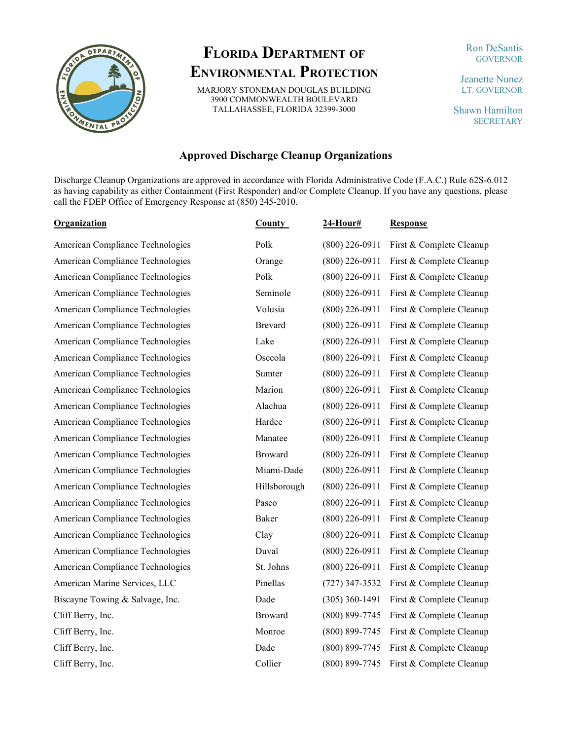# Florida Department of Environmental Protection

MARJORY STONEMAN DOUGLAS BUILDING
3900 COMMONWEALTH BOULEVARD
TALLAHASSEE, FLORIDA 32399-3000

Ron DeSantis
GOVERNOR

Jeanette Nunez
LT. GOVERNOR

Shawn Hamilton
SECRETARY

## Approved Discharge Cleanup Organizations

Discharge Cleanup Organizations are approved in accordance with Florida Administrative Code (F.A.C.) Rule 62S-6.012 as having capability as either Containment (First Responder) and/or Complete Cleanup. If you have any questions, please call the FDEP Office of Emergency Response at (850) 245-2010.

| Organization | County | 24-Hour# | Response |
|---|---|---|---|
| American Compliance Technologies | Polk | (800) 226-0911 | First & Complete Cleanup |
| American Compliance Technologies | Orange | (800) 226-0911 | First & Complete Cleanup |
| American Compliance Technologies | Polk | (800) 226-0911 | First & Complete Cleanup |
| American Compliance Technologies | Seminole | (800) 226-0911 | First & Complete Cleanup |
| American Compliance Technologies | Volusia | (800) 226-0911 | First & Complete Cleanup |
| American Compliance Technologies | Brevard | (800) 226-0911 | First & Complete Cleanup |
| American Compliance Technologies | Lake | (800) 226-0911 | First & Complete Cleanup |
| American Compliance Technologies | Osceola | (800) 226-0911 | First & Complete Cleanup |
| American Compliance Technologies | Sumter | (800) 226-0911 | First & Complete Cleanup |
| American Compliance Technologies | Marion | (800) 226-0911 | First & Complete Cleanup |
| American Compliance Technologies | Alachua | (800) 226-0911 | First & Complete Cleanup |
| American Compliance Technologies | Hardee | (800) 226-0911 | First & Complete Cleanup |
| American Compliance Technologies | Manatee | (800) 226-0911 | First & Complete Cleanup |
| American Compliance Technologies | Broward | (800) 226-0911 | First & Complete Cleanup |
| American Compliance Technologies | Miami-Dade | (800) 226-0911 | First & Complete Cleanup |
| American Compliance Technologies | Hillsborough | (800) 226-0911 | First & Complete Cleanup |
| American Compliance Technologies | Pasco | (800) 226-0911 | First & Complete Cleanup |
| American Compliance Technologies | Baker | (800) 226-0911 | First & Complete Cleanup |
| American Compliance Technologies | Clay | (800) 226-0911 | First & Complete Cleanup |
| American Compliance Technologies | Duval | (800) 226-0911 | First & Complete Cleanup |
| American Compliance Technologies | St. Johns | (800) 226-0911 | First & Complete Cleanup |
| American Marine Services, LLC | Pinellas | (727) 347-3532 | First & Complete Cleanup |
| Biscayne Towing & Salvage, Inc. | Dade | (305) 360-1491 | First & Complete Cleanup |
| Cliff Berry, Inc. | Broward | (800) 899-7745 | First & Complete Cleanup |
| Cliff Berry, Inc. | Monroe | (800) 899-7745 | First & Complete Cleanup |
| Cliff Berry, Inc. | Dade | (800) 899-7745 | First & Complete Cleanup |
| Cliff Berry, Inc. | Collier | (800) 899-7745 | First & Complete Cleanup |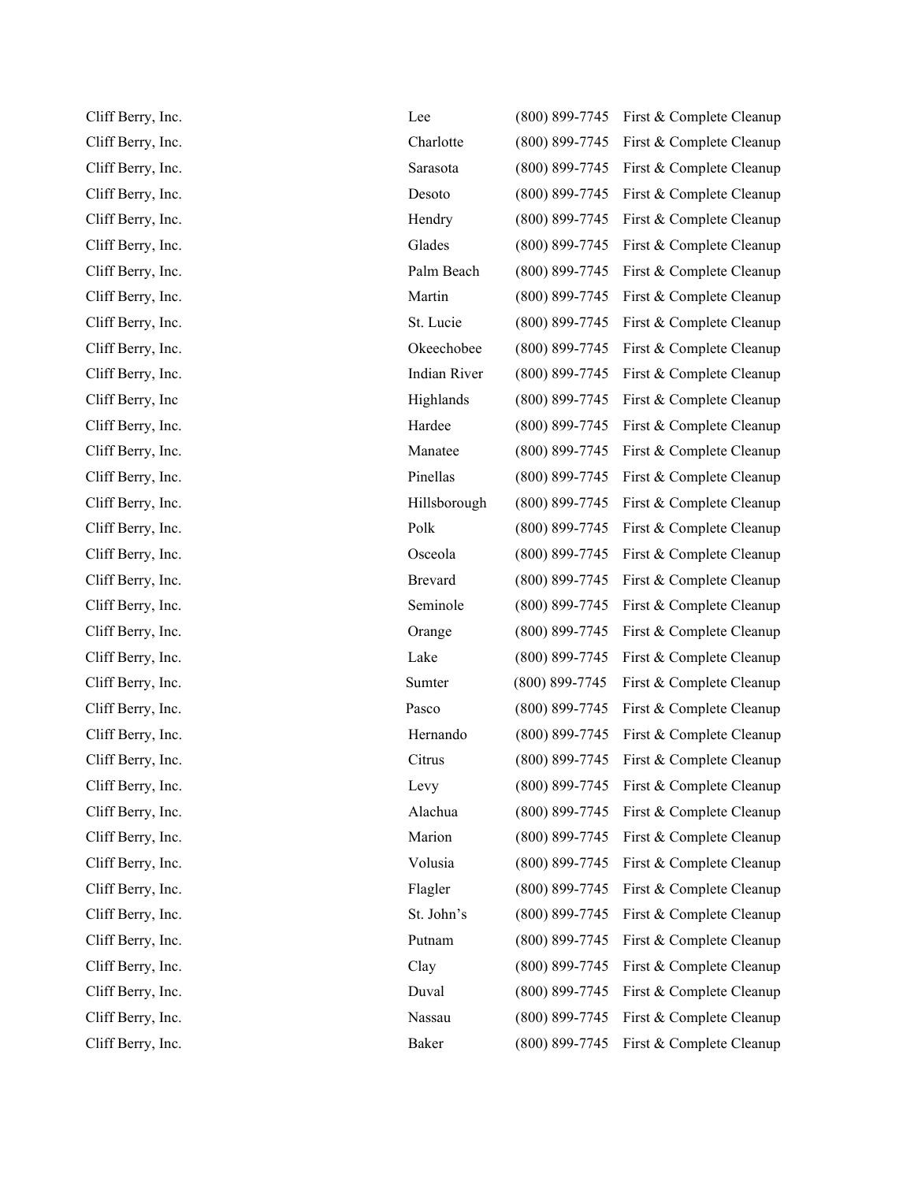| | | | |
|---|---|---|---|
| Cliff Berry, Inc. | Lee | (800) 899-7745 | First & Complete Cleanup |
| Cliff Berry, Inc. | Charlotte | (800) 899-7745 | First & Complete Cleanup |
| Cliff Berry, Inc. | Sarasota | (800) 899-7745 | First & Complete Cleanup |
| Cliff Berry, Inc. | Desoto | (800) 899-7745 | First & Complete Cleanup |
| Cliff Berry, Inc. | Hendry | (800) 899-7745 | First & Complete Cleanup |
| Cliff Berry, Inc. | Glades | (800) 899-7745 | First & Complete Cleanup |
| Cliff Berry, Inc. | Palm Beach | (800) 899-7745 | First & Complete Cleanup |
| Cliff Berry, Inc. | Martin | (800) 899-7745 | First & Complete Cleanup |
| Cliff Berry, Inc. | St. Lucie | (800) 899-7745 | First & Complete Cleanup |
| Cliff Berry, Inc. | Okeechobee | (800) 899-7745 | First & Complete Cleanup |
| Cliff Berry, Inc. | Indian River | (800) 899-7745 | First & Complete Cleanup |
| Cliff Berry, Inc | Highlands | (800) 899-7745 | First & Complete Cleanup |
| Cliff Berry, Inc. | Hardee | (800) 899-7745 | First & Complete Cleanup |
| Cliff Berry, Inc. | Manatee | (800) 899-7745 | First & Complete Cleanup |
| Cliff Berry, Inc. | Pinellas | (800) 899-7745 | First & Complete Cleanup |
| Cliff Berry, Inc. | Hillsborough | (800) 899-7745 | First & Complete Cleanup |
| Cliff Berry, Inc. | Polk | (800) 899-7745 | First & Complete Cleanup |
| Cliff Berry, Inc. | Osceola | (800) 899-7745 | First & Complete Cleanup |
| Cliff Berry, Inc. | Brevard | (800) 899-7745 | First & Complete Cleanup |
| Cliff Berry, Inc. | Seminole | (800) 899-7745 | First & Complete Cleanup |
| Cliff Berry, Inc. | Orange | (800) 899-7745 | First & Complete Cleanup |
| Cliff Berry, Inc. | Lake | (800) 899-7745 | First & Complete Cleanup |
| Cliff Berry, Inc. | Sumter | (800) 899-7745 | First & Complete Cleanup |
| Cliff Berry, Inc. | Pasco | (800) 899-7745 | First & Complete Cleanup |
| Cliff Berry, Inc. | Hernando | (800) 899-7745 | First & Complete Cleanup |
| Cliff Berry, Inc. | Citrus | (800) 899-7745 | First & Complete Cleanup |
| Cliff Berry, Inc. | Levy | (800) 899-7745 | First & Complete Cleanup |
| Cliff Berry, Inc. | Alachua | (800) 899-7745 | First & Complete Cleanup |
| Cliff Berry, Inc. | Marion | (800) 899-7745 | First & Complete Cleanup |
| Cliff Berry, Inc. | Volusia | (800) 899-7745 | First & Complete Cleanup |
| Cliff Berry, Inc. | Flagler | (800) 899-7745 | First & Complete Cleanup |
| Cliff Berry, Inc. | St. John's | (800) 899-7745 | First & Complete Cleanup |
| Cliff Berry, Inc. | Putnam | (800) 899-7745 | First & Complete Cleanup |
| Cliff Berry, Inc. | Clay | (800) 899-7745 | First & Complete Cleanup |
| Cliff Berry, Inc. | Duval | (800) 899-7745 | First & Complete Cleanup |
| Cliff Berry, Inc. | Nassau | (800) 899-7745 | First & Complete Cleanup |
| Cliff Berry, Inc. | Baker | (800) 899-7745 | First & Complete Cleanup |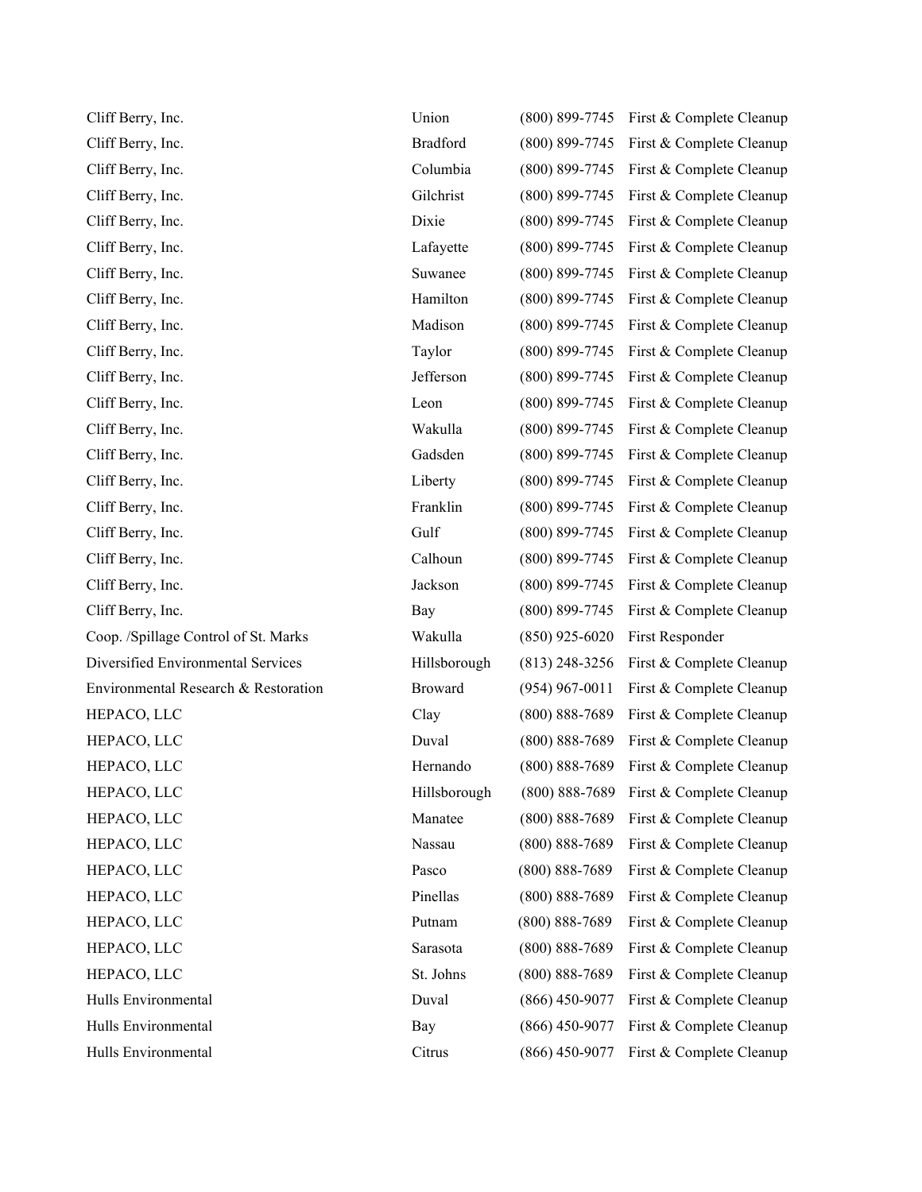| | | | |
|---|---|---|---|
| Cliff Berry, Inc. | Union | (800) 899-7745 | First & Complete Cleanup |
| Cliff Berry, Inc. | Bradford | (800) 899-7745 | First & Complete Cleanup |
| Cliff Berry, Inc. | Columbia | (800) 899-7745 | First & Complete Cleanup |
| Cliff Berry, Inc. | Gilchrist | (800) 899-7745 | First & Complete Cleanup |
| Cliff Berry, Inc. | Dixie | (800) 899-7745 | First & Complete Cleanup |
| Cliff Berry, Inc. | Lafayette | (800) 899-7745 | First & Complete Cleanup |
| Cliff Berry, Inc. | Suwanee | (800) 899-7745 | First & Complete Cleanup |
| Cliff Berry, Inc. | Hamilton | (800) 899-7745 | First & Complete Cleanup |
| Cliff Berry, Inc. | Madison | (800) 899-7745 | First & Complete Cleanup |
| Cliff Berry, Inc. | Taylor | (800) 899-7745 | First & Complete Cleanup |
| Cliff Berry, Inc. | Jefferson | (800) 899-7745 | First & Complete Cleanup |
| Cliff Berry, Inc. | Leon | (800) 899-7745 | First & Complete Cleanup |
| Cliff Berry, Inc. | Wakulla | (800) 899-7745 | First & Complete Cleanup |
| Cliff Berry, Inc. | Gadsden | (800) 899-7745 | First & Complete Cleanup |
| Cliff Berry, Inc. | Liberty | (800) 899-7745 | First & Complete Cleanup |
| Cliff Berry, Inc. | Franklin | (800) 899-7745 | First & Complete Cleanup |
| Cliff Berry, Inc. | Gulf | (800) 899-7745 | First & Complete Cleanup |
| Cliff Berry, Inc. | Calhoun | (800) 899-7745 | First & Complete Cleanup |
| Cliff Berry, Inc. | Jackson | (800) 899-7745 | First & Complete Cleanup |
| Cliff Berry, Inc. | Bay | (800) 899-7745 | First & Complete Cleanup |
| Coop. /Spillage Control of St. Marks | Wakulla | (850) 925-6020 | First Responder |
| Diversified Environmental Services | Hillsborough | (813) 248-3256 | First & Complete Cleanup |
| Environmental Research & Restoration | Broward | (954) 967-0011 | First & Complete Cleanup |
| HEPACO, LLC | Clay | (800) 888-7689 | First & Complete Cleanup |
| HEPACO, LLC | Duval | (800) 888-7689 | First & Complete Cleanup |
| HEPACO, LLC | Hernando | (800) 888-7689 | First & Complete Cleanup |
| HEPACO, LLC | Hillsborough | (800) 888-7689 | First & Complete Cleanup |
| HEPACO, LLC | Manatee | (800) 888-7689 | First & Complete Cleanup |
| HEPACO, LLC | Nassau | (800) 888-7689 | First & Complete Cleanup |
| HEPACO, LLC | Pasco | (800) 888-7689 | First & Complete Cleanup |
| HEPACO, LLC | Pinellas | (800) 888-7689 | First & Complete Cleanup |
| HEPACO, LLC | Putnam | (800) 888-7689 | First & Complete Cleanup |
| HEPACO, LLC | Sarasota | (800) 888-7689 | First & Complete Cleanup |
| HEPACO, LLC | St. Johns | (800) 888-7689 | First & Complete Cleanup |
| Hulls Environmental | Duval | (866) 450-9077 | First & Complete Cleanup |
| Hulls Environmental | Bay | (866) 450-9077 | First & Complete Cleanup |
| Hulls Environmental | Citrus | (866) 450-9077 | First & Complete Cleanup |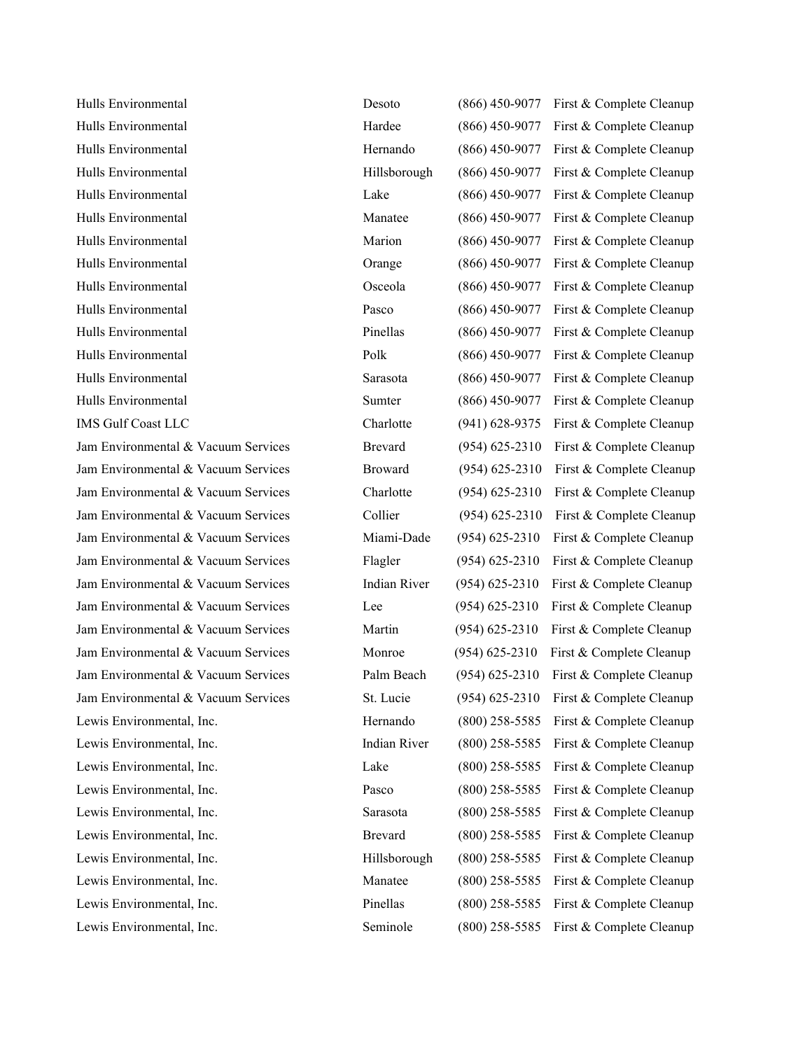| | | | |
|---|---|---|---|
| Hulls Environmental | Desoto | (866) 450-9077 | First & Complete Cleanup |
| Hulls Environmental | Hardee | (866) 450-9077 | First & Complete Cleanup |
| Hulls Environmental | Hernando | (866) 450-9077 | First & Complete Cleanup |
| Hulls Environmental | Hillsborough | (866) 450-9077 | First & Complete Cleanup |
| Hulls Environmental | Lake | (866) 450-9077 | First & Complete Cleanup |
| Hulls Environmental | Manatee | (866) 450-9077 | First & Complete Cleanup |
| Hulls Environmental | Marion | (866) 450-9077 | First & Complete Cleanup |
| Hulls Environmental | Orange | (866) 450-9077 | First & Complete Cleanup |
| Hulls Environmental | Osceola | (866) 450-9077 | First & Complete Cleanup |
| Hulls Environmental | Pasco | (866) 450-9077 | First & Complete Cleanup |
| Hulls Environmental | Pinellas | (866) 450-9077 | First & Complete Cleanup |
| Hulls Environmental | Polk | (866) 450-9077 | First & Complete Cleanup |
| Hulls Environmental | Sarasota | (866) 450-9077 | First & Complete Cleanup |
| Hulls Environmental | Sumter | (866) 450-9077 | First & Complete Cleanup |
| IMS Gulf Coast LLC | Charlotte | (941) 628-9375 | First & Complete Cleanup |
| Jam Environmental & Vacuum Services | Brevard | (954) 625-2310 | First & Complete Cleanup |
| Jam Environmental & Vacuum Services | Broward | (954) 625-2310 | First & Complete Cleanup |
| Jam Environmental & Vacuum Services | Charlotte | (954) 625-2310 | First & Complete Cleanup |
| Jam Environmental & Vacuum Services | Collier | (954) 625-2310 | First & Complete Cleanup |
| Jam Environmental & Vacuum Services | Miami-Dade | (954) 625-2310 | First & Complete Cleanup |
| Jam Environmental & Vacuum Services | Flagler | (954) 625-2310 | First & Complete Cleanup |
| Jam Environmental & Vacuum Services | Indian River | (954) 625-2310 | First & Complete Cleanup |
| Jam Environmental & Vacuum Services | Lee | (954) 625-2310 | First & Complete Cleanup |
| Jam Environmental & Vacuum Services | Martin | (954) 625-2310 | First & Complete Cleanup |
| Jam Environmental & Vacuum Services | Monroe | (954) 625-2310 | First & Complete Cleanup |
| Jam Environmental & Vacuum Services | Palm Beach | (954) 625-2310 | First & Complete Cleanup |
| Jam Environmental & Vacuum Services | St. Lucie | (954) 625-2310 | First & Complete Cleanup |
| Lewis Environmental, Inc. | Hernando | (800) 258-5585 | First & Complete Cleanup |
| Lewis Environmental, Inc. | Indian River | (800) 258-5585 | First & Complete Cleanup |
| Lewis Environmental, Inc. | Lake | (800) 258-5585 | First & Complete Cleanup |
| Lewis Environmental, Inc. | Pasco | (800) 258-5585 | First & Complete Cleanup |
| Lewis Environmental, Inc. | Sarasota | (800) 258-5585 | First & Complete Cleanup |
| Lewis Environmental, Inc. | Brevard | (800) 258-5585 | First & Complete Cleanup |
| Lewis Environmental, Inc. | Hillsborough | (800) 258-5585 | First & Complete Cleanup |
| Lewis Environmental, Inc. | Manatee | (800) 258-5585 | First & Complete Cleanup |
| Lewis Environmental, Inc. | Pinellas | (800) 258-5585 | First & Complete Cleanup |
| Lewis Environmental, Inc. | Seminole | (800) 258-5585 | First & Complete Cleanup |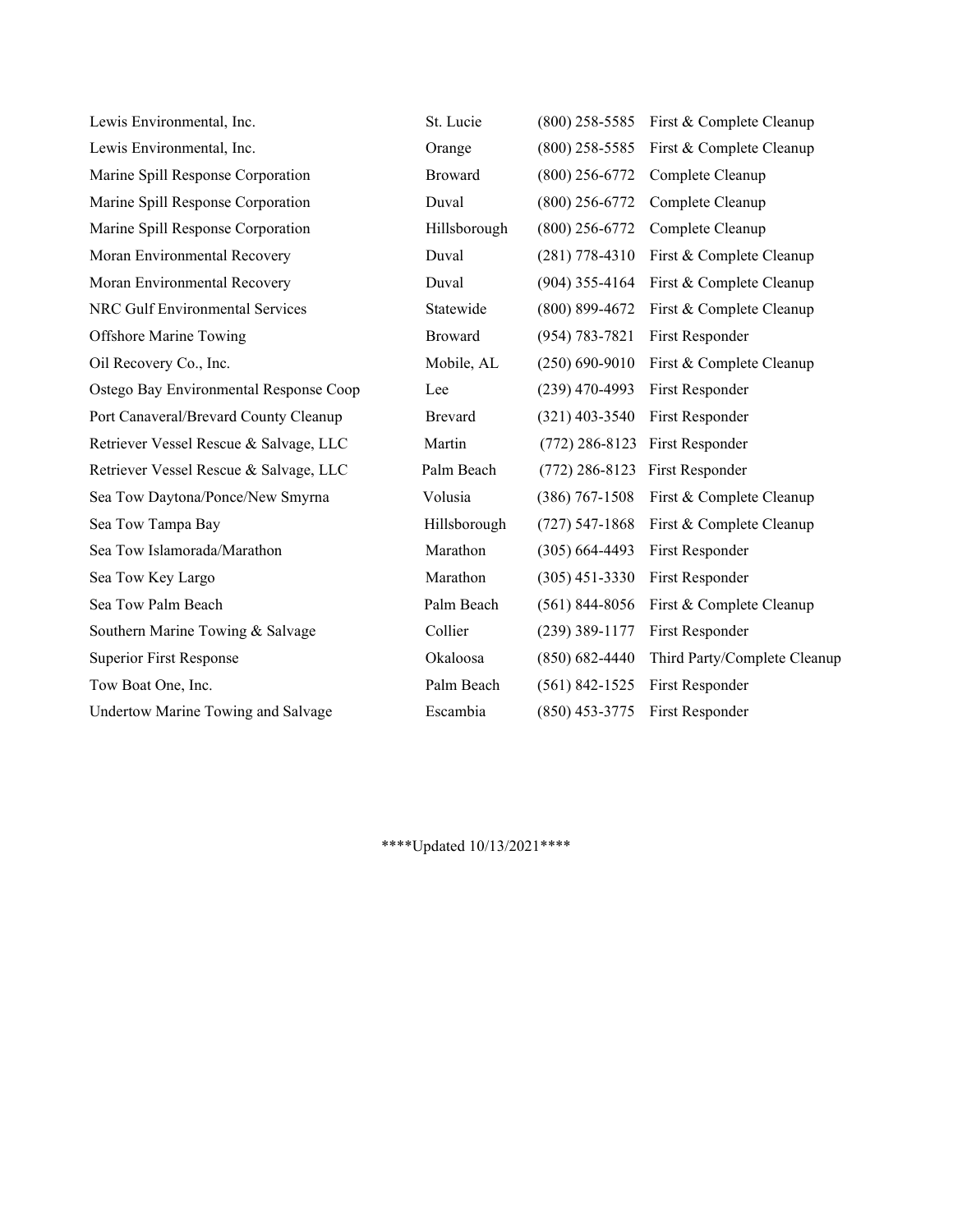| | | | |
|---|---|---|---|
| Lewis Environmental, Inc. | St. Lucie | (800) 258-5585 | First & Complete Cleanup |
| Lewis Environmental, Inc. | Orange | (800) 258-5585 | First & Complete Cleanup |
| Marine Spill Response Corporation | Broward | (800) 256-6772 | Complete Cleanup |
| Marine Spill Response Corporation | Duval | (800) 256-6772 | Complete Cleanup |
| Marine Spill Response Corporation | Hillsborough | (800) 256-6772 | Complete Cleanup |
| Moran Environmental Recovery | Duval | (281) 778-4310 | First & Complete Cleanup |
| Moran Environmental Recovery | Duval | (904) 355-4164 | First & Complete Cleanup |
| NRC Gulf Environmental Services | Statewide | (800) 899-4672 | First & Complete Cleanup |
| Offshore Marine Towing | Broward | (954) 783-7821 | First Responder |
| Oil Recovery Co., Inc. | Mobile, AL | (250) 690-9010 | First & Complete Cleanup |
| Ostego Bay Environmental Response Coop | Lee | (239) 470-4993 | First Responder |
| Port Canaveral/Brevard County Cleanup | Brevard | (321) 403-3540 | First Responder |
| Retriever Vessel Rescue & Salvage, LLC | Martin | (772) 286-8123 | First Responder |
| Retriever Vessel Rescue & Salvage, LLC | Palm Beach | (772) 286-8123 | First Responder |
| Sea Tow Daytona/Ponce/New Smyrna | Volusia | (386) 767-1508 | First & Complete Cleanup |
| Sea Tow Tampa Bay | Hillsborough | (727) 547-1868 | First & Complete Cleanup |
| Sea Tow Islamorada/Marathon | Marathon | (305) 664-4493 | First Responder |
| Sea Tow Key Largo | Marathon | (305) 451-3330 | First Responder |
| Sea Tow Palm Beach | Palm Beach | (561) 844-8056 | First & Complete Cleanup |
| Southern Marine Towing & Salvage | Collier | (239) 389-1177 | First Responder |
| Superior First Response | Okaloosa | (850) 682-4440 | Third Party/Complete Cleanup |
| Tow Boat One, Inc. | Palm Beach | (561) 842-1525 | First Responder |
| Undertow Marine Towing and Salvage | Escambia | (850) 453-3775 | First Responder |

****Updated 10/13/2021****